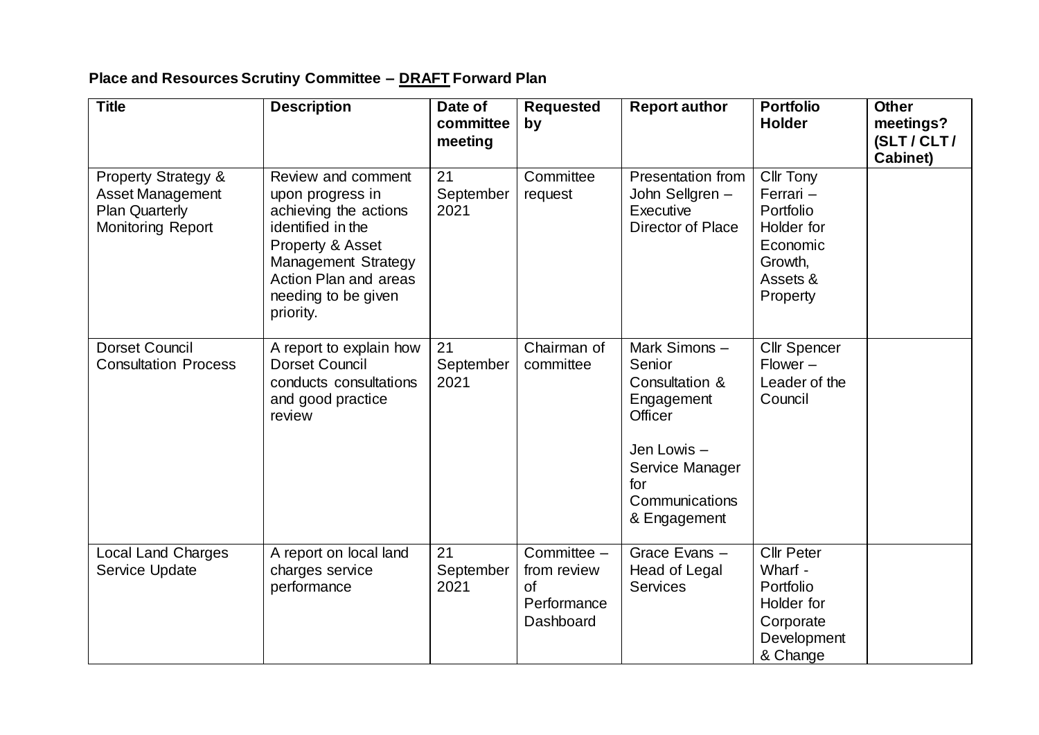**Place and Resources Scrutiny Committee – DRAFT Forward Plan**

| Title | Description | Date of committee meeting | Requested by | Report author | Portfolio Holder | Other meetings? (SLT / CLT / Cabinet) |
|---|---|---|---|---|---|---|
| Property Strategy & Asset Management Plan Quarterly Monitoring Report | Review and comment upon progress in achieving the actions identified in the Property & Asset Management Strategy Action Plan and areas needing to be given priority. | 21 September 2021 | Committee request | Presentation from John Sellgren – Executive Director of Place | Cllr Tony Ferrari – Portfolio Holder for Economic Growth, Assets & Property | |
| Dorset Council Consultation Process | A report to explain how Dorset Council conducts consultations and good practice review | 21 September 2021 | Chairman of committee | Mark Simons – Senior Consultation & Engagement Officer<br><br>Jen Lowis – Service Manager for Communications & Engagement | Cllr Spencer Flower – Leader of the Council | |
| Local Land Charges Service Update | A report on local land charges service performance | 21 September 2021 | Committee – from review of Performance Dashboard | Grace Evans – Head of Legal Services | Cllr Peter Wharf - Portfolio Holder for Corporate Development & Change | |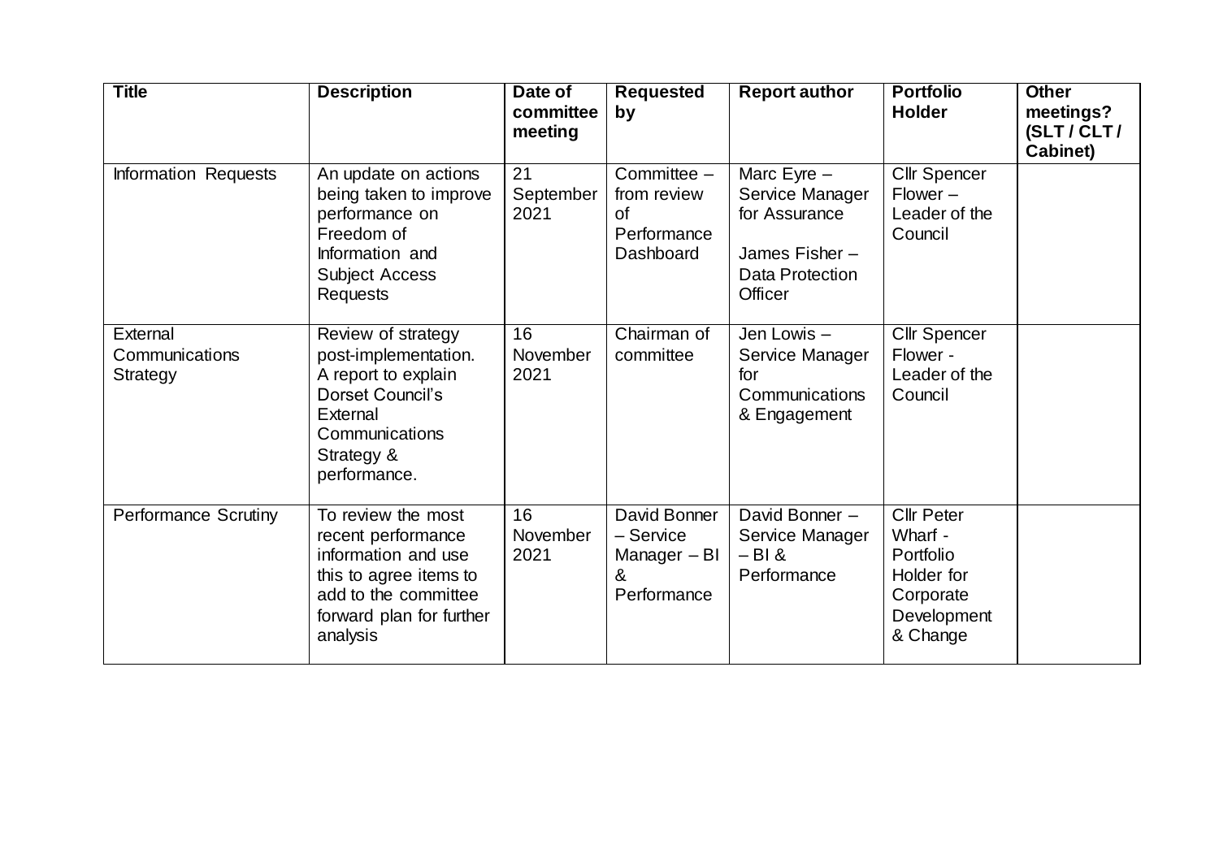| Title | Description | Date of committee meeting | Requested by | Report author | Portfolio Holder | Other meetings? (SLT / CLT / Cabinet) |
|---|---|---|---|---|---|---|
| Information Requests | An update on actions being taken to improve performance on Freedom of Information and Subject Access Requests | 21 September 2021 | Committee – from review of Performance Dashboard | Marc Eyre – Service Manager for Assurance<br><br>James Fisher – Data Protection Officer | Cllr Spencer Flower – Leader of the Council | |
| External Communications Strategy | Review of strategy post-implementation. A report to explain Dorset Council's External Communications Strategy & performance. | 16 November 2021 | Chairman of committee | Jen Lowis – Service Manager for Communications & Engagement | Cllr Spencer Flower - Leader of the Council | |
| Performance Scrutiny | To review the most recent performance information and use this to agree items to add to the committee forward plan for further analysis | 16 November 2021 | David Bonner – Service Manager – BI & Performance | David Bonner – Service Manager – BI & Performance | Cllr Peter Wharf - Portfolio Holder for Corporate Development & Change | |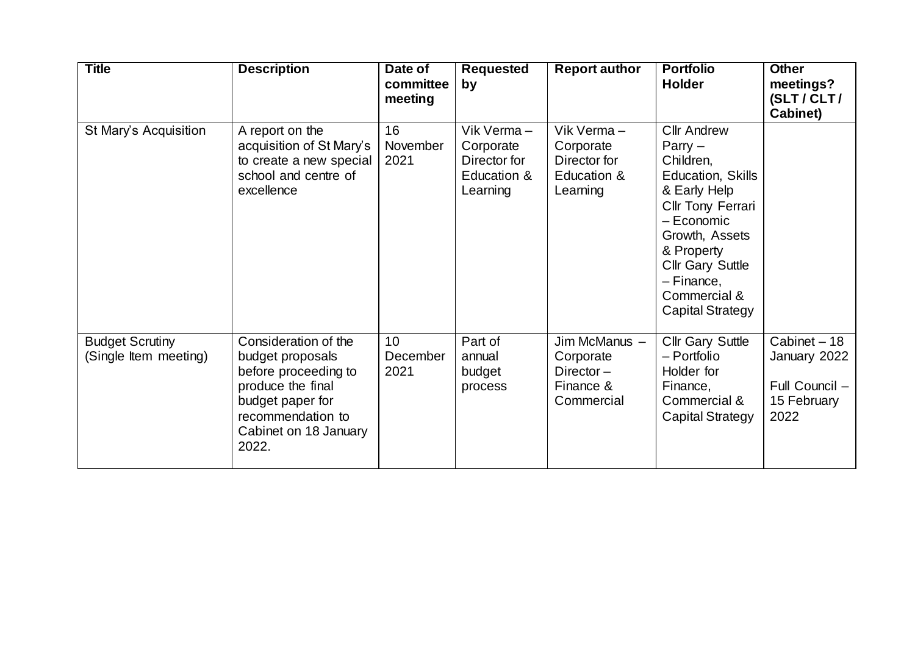| Title | Description | Date of committee meeting | Requested by | Report author | Portfolio Holder | Other meetings? (SLT / CLT / Cabinet) |
|---|---|---|---|---|---|---|
| St Mary's Acquisition | A report on the acquisition of St Mary's to create a new special school and centre of excellence | 16 November 2021 | Vik Verma – Corporate Director for Education & Learning | Vik Verma – Corporate Director for Education & Learning | Cllr Andrew Parry – Children, Education, Skills & Early Help<br>Cllr Tony Ferrari – Economic Growth, Assets & Property<br>Cllr Gary Suttle – Finance, Commercial & Capital Strategy | |
| Budget Scrutiny (Single Item meeting) | Consideration of the budget proposals before proceeding to produce the final budget paper for recommendation to Cabinet on 18 January 2022. | 10 December 2021 | Part of annual budget process | Jim McManus – Corporate Director – Finance & Commercial | Cllr Gary Suttle – Portfolio Holder for Finance, Commercial & Capital Strategy | Cabinet – 18 January 2022<br>Full Council – 15 February 2022 |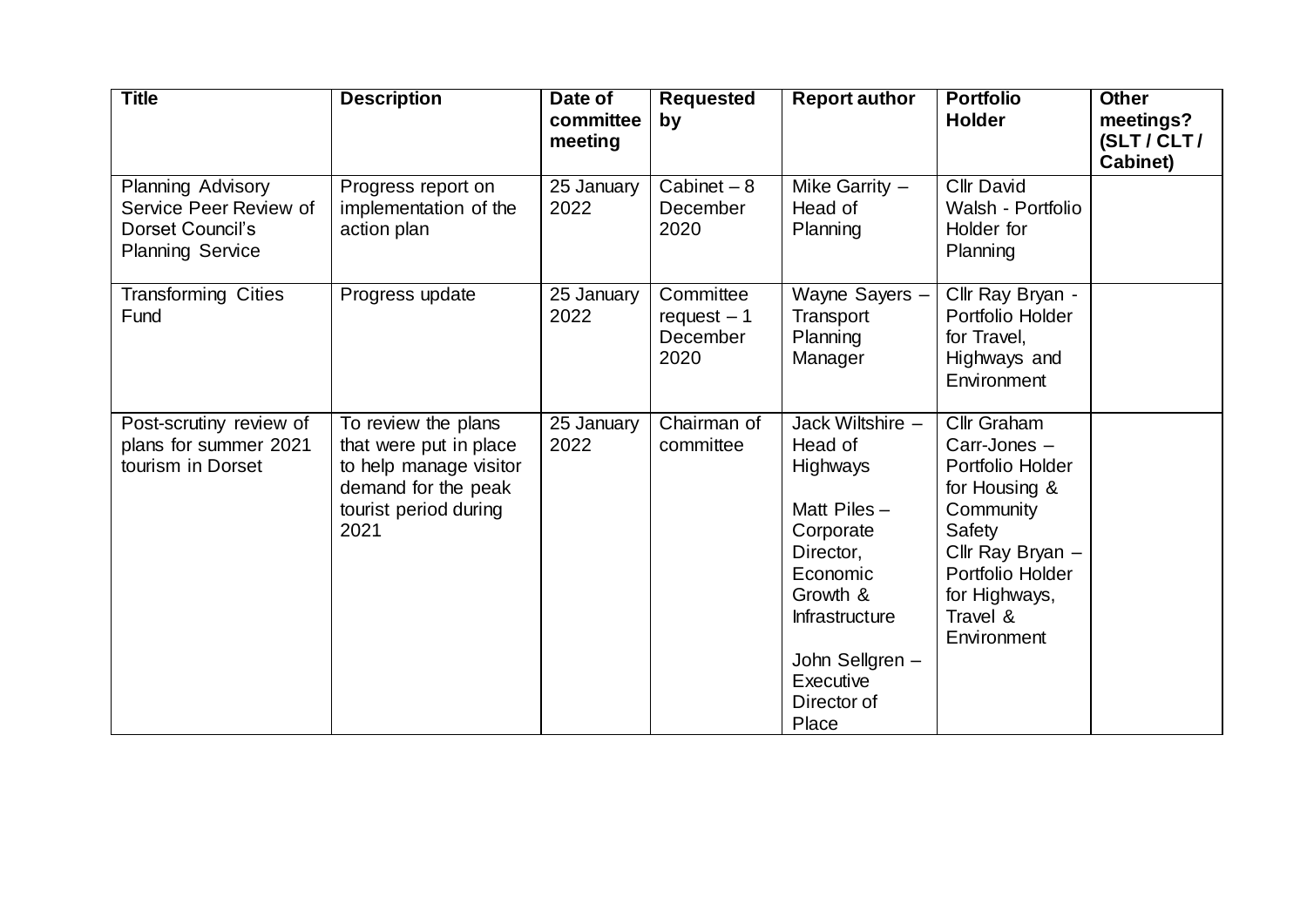| Title | Description | Date of committee meeting | Requested by | Report author | Portfolio Holder | Other meetings? (SLT / CLT / Cabinet) |
|---|---|---|---|---|---|---|
| Planning Advisory Service Peer Review of Dorset Council's Planning Service | Progress report on implementation of the action plan | 25 January 2022 | Cabinet – 8 December 2020 | Mike Garrity – Head of Planning | Cllr David Walsh - Portfolio Holder for Planning | |
| Transforming Cities Fund | Progress update | 25 January 2022 | Committee request – 1 December 2020 | Wayne Sayers – Transport Planning Manager | Cllr Ray Bryan - Portfolio Holder for Travel, Highways and Environment | |
| Post-scrutiny review of plans for summer 2021 tourism in Dorset | To review the plans that were put in place to help manage visitor demand for the peak tourist period during 2021 | 25 January 2022 | Chairman of committee | Jack Wiltshire – Head of Highways<br><br>Matt Piles – Corporate Director, Economic Growth & Infrastructure<br><br>John Sellgren – Executive Director of Place | Cllr Graham Carr-Jones – Portfolio Holder for Housing & Community Safety<br>Cllr Ray Bryan – Portfolio Holder for Highways, Travel & Environment | |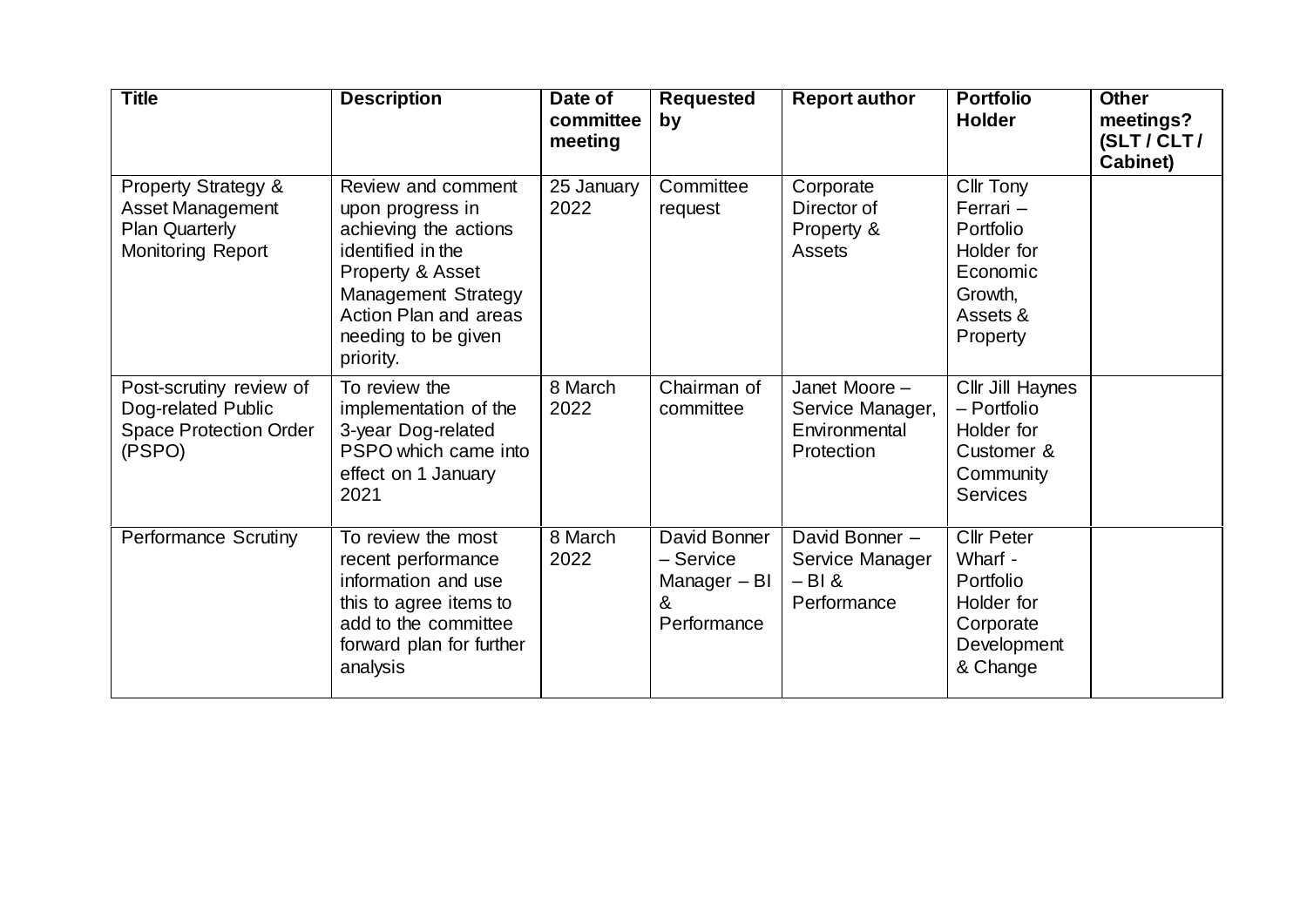| Title | Description | Date of committee meeting | Requested by | Report author | Portfolio Holder | Other meetings? (SLT / CLT / Cabinet) |
| --- | --- | --- | --- | --- | --- | --- |
| Property Strategy & Asset Management Plan Quarterly Monitoring Report | Review and comment upon progress in achieving the actions identified in the Property & Asset Management Strategy Action Plan and areas needing to be given priority. | 25 January 2022 | Committee request | Corporate Director of Property & Assets | Cllr Tony Ferrari – Portfolio Holder for Economic Growth, Assets & Property | |
| Post-scrutiny review of Dog-related Public Space Protection Order (PSPO) | To review the implementation of the 3-year Dog-related PSPO which came into effect on 1 January 2021 | 8 March 2022 | Chairman of committee | Janet Moore – Service Manager, Environmental Protection | Cllr Jill Haynes – Portfolio Holder for Customer & Community Services | |
| Performance Scrutiny | To review the most recent performance information and use this to agree items to add to the committee forward plan for further analysis | 8 March 2022 | David Bonner – Service Manager – BI & Performance | David Bonner – Service Manager – BI & Performance | Cllr Peter Wharf - Portfolio Holder for Corporate Development & Change | |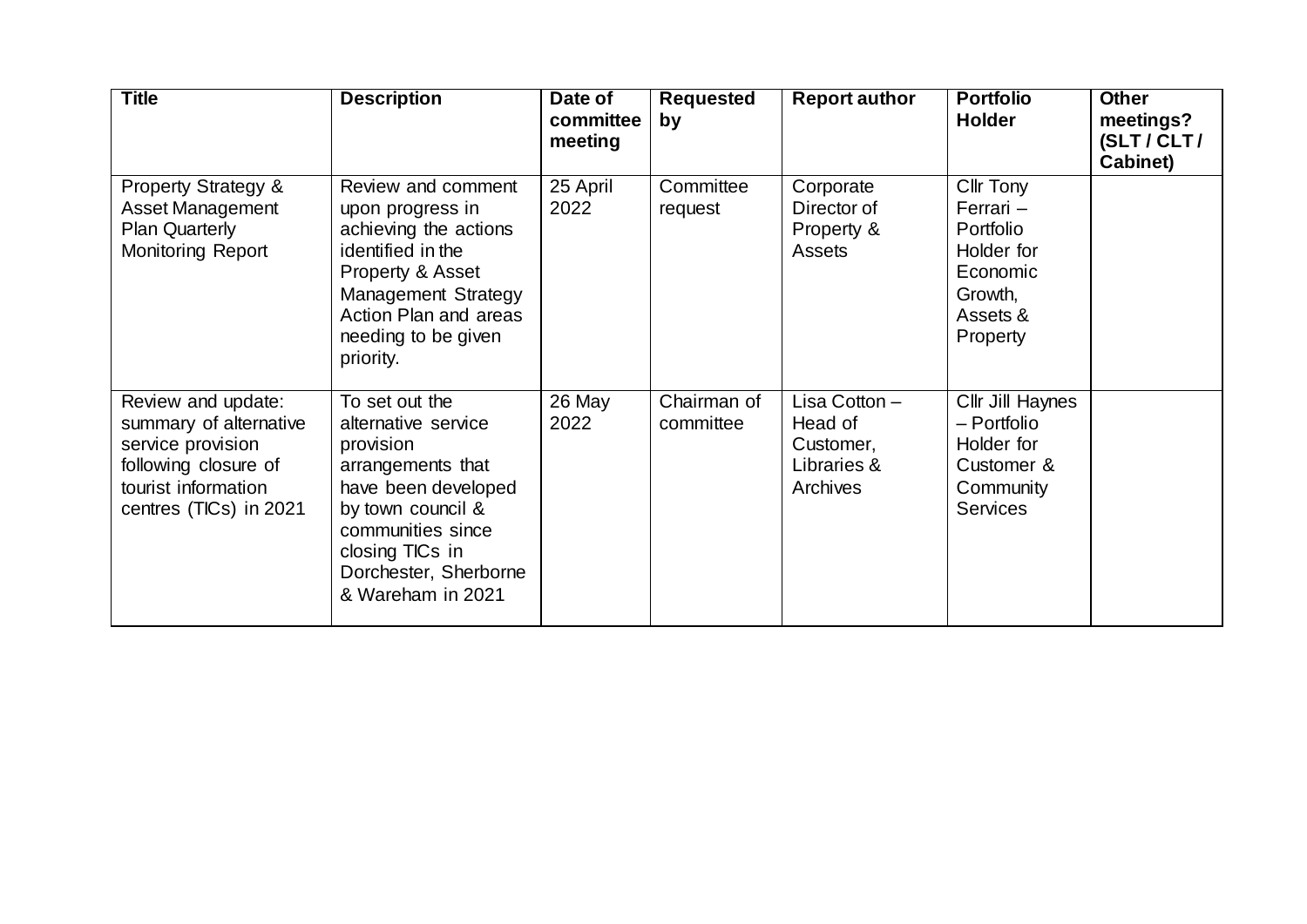| Title | Description | Date of committee meeting | Requested by | Report author | Portfolio Holder | Other meetings? (SLT / CLT / Cabinet) |
|---|---|---|---|---|---|---|
| Property Strategy & Asset Management Plan Quarterly Monitoring Report | Review and comment upon progress in achieving the actions identified in the Property & Asset Management Strategy Action Plan and areas needing to be given priority. | 25 April 2022 | Committee request | Corporate Director of Property & Assets | Cllr Tony Ferrari – Portfolio Holder for Economic Growth, Assets & Property | |
| Review and update: summary of alternative service provision following closure of tourist information centres (TICs) in 2021 | To set out the alternative service provision arrangements that have been developed by town council & communities since closing TICs in Dorchester, Sherborne & Wareham in 2021 | 26 May 2022 | Chairman of committee | Lisa Cotton – Head of Customer, Libraries & Archives | Cllr Jill Haynes – Portfolio Holder for Customer & Community Services | |